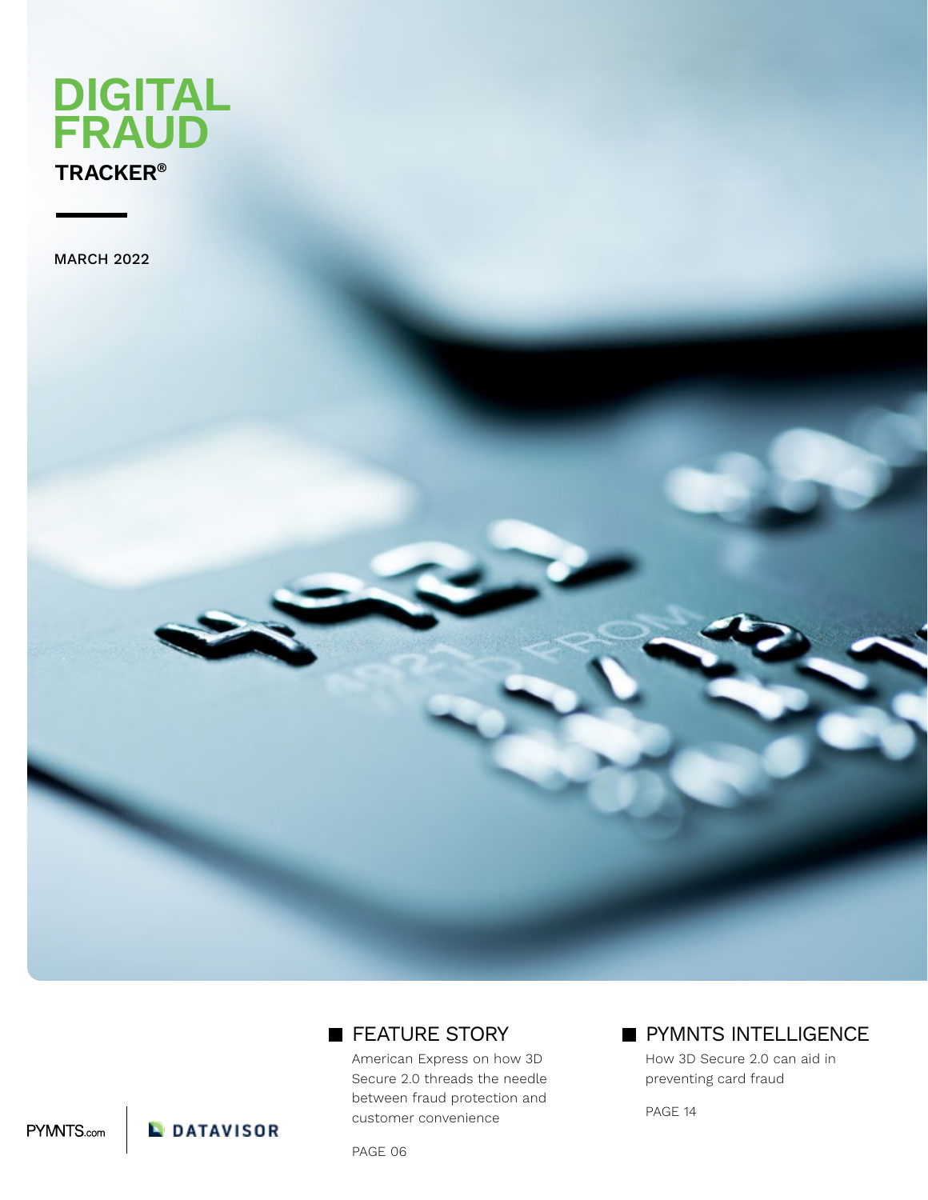# DIGITAL FRAUD

**TRACKER®**

MARCH 2022

## FEATURE STORY

American Express on how 3D Secure 2.0 threads the needle between fraud protection and customer convenience

PAGE 06

## PYMNTS INTELLIGENCE

How 3D Secure 2.0 can aid in preventing card fraud

PAGE 14

PYMNTS.com | DATAVISOR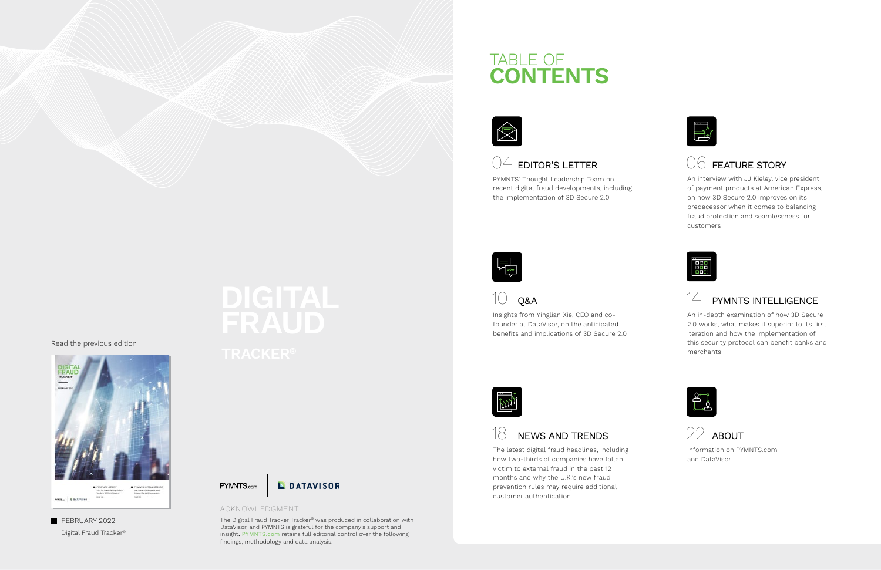# DIGITAL FRAUD TRACKER®

Read the previous edition

FEBRUARY 2022

Digital Fraud Tracker®

PYMNTS.com | DATAVISOR

ACKNOWLEDGMENT

The Digital Fraud Tracker Tracker® was produced in collaboration with DataVisor, and PYMNTS is grateful for the company's support and insight. PYMNTS.com retains full editorial control over the following findings, methodology and data analysis.

# TABLE OF CONTENTS

## 04 EDITOR'S LETTER

PYMNTS' Thought Leadership Team on recent digital fraud developments, including the implementation of 3D Secure 2.0

## 06 FEATURE STORY

An interview with JJ Kieley, vice president of payment products at American Express, on how 3D Secure 2.0 improves on its predecessor when it comes to balancing fraud protection and seamlessness for customers

## 10 Q&A

Insights from Yinglian Xie, CEO and co-founder at DataVisor, on the anticipated benefits and implications of 3D Secure 2.0

## 14 PYMNTS INTELLIGENCE

An in-depth examination of how 3D Secure 2.0 works, what makes it superior to its first iteration and how the implementation of this security protocol can benefit banks and merchants

## 18 NEWS AND TRENDS

The latest digital fraud headlines, including how two-thirds of companies have fallen victim to external fraud in the past 12 months and why the U.K.'s new fraud prevention rules may require additional customer authentication

## 22 ABOUT

Information on PYMNTS.com and DataVisor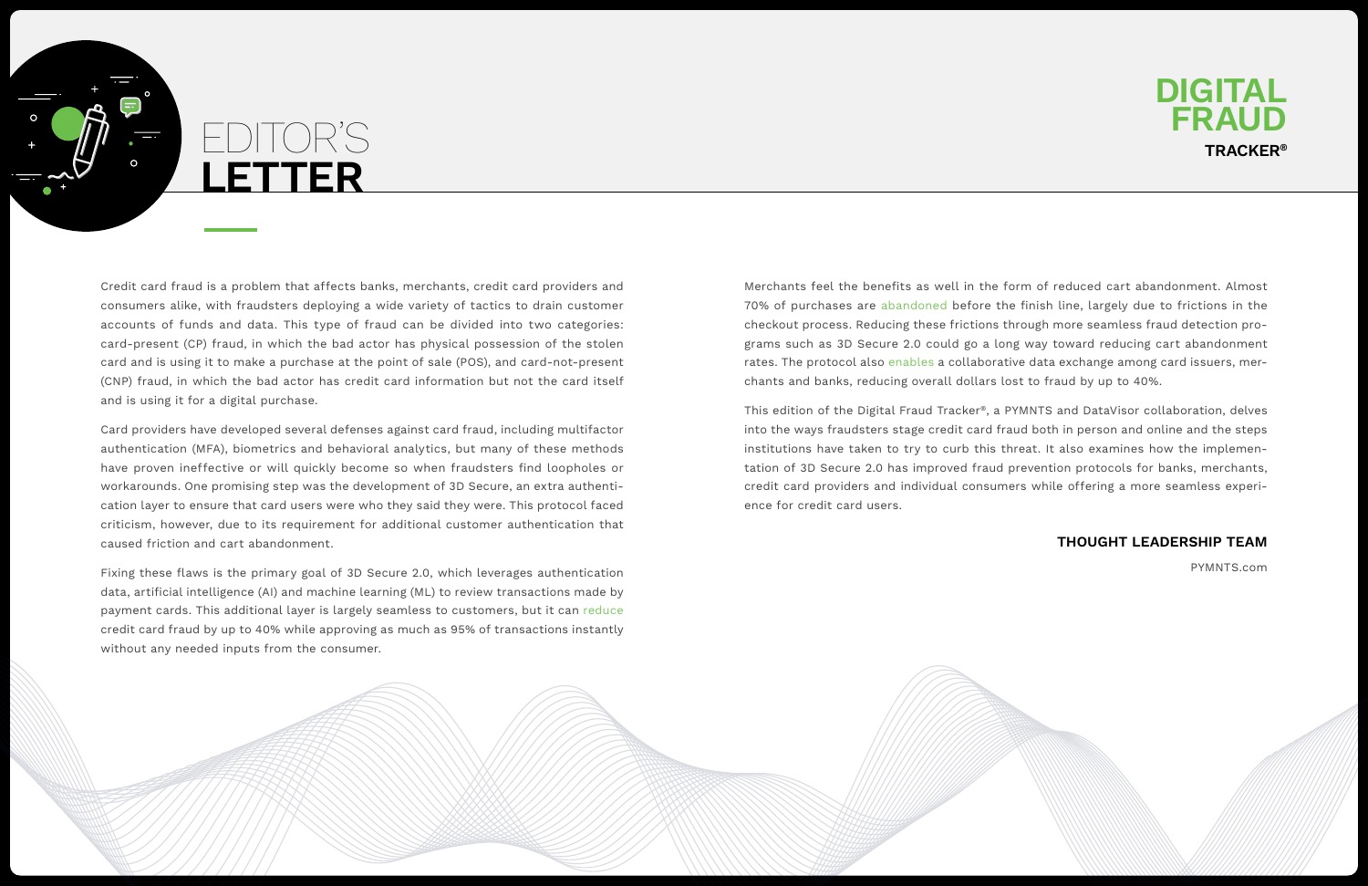# EDITOR'S LETTER

Credit card fraud is a problem that affects banks, merchants, credit card providers and consumers alike, with fraudsters deploying a wide variety of tactics to drain customer accounts of funds and data. This type of fraud can be divided into two categories: card-present (CP) fraud, in which the bad actor has physical possession of the stolen card and is using it to make a purchase at the point of sale (POS), and card-not-present (CNP) fraud, in which the bad actor has credit card information but not the card itself and is using it for a digital purchase.

Card providers have developed several defenses against card fraud, including multifactor authentication (MFA), biometrics and behavioral analytics, but many of these methods have proven ineffective or will quickly become so when fraudsters find loopholes or workarounds. One promising step was the development of 3D Secure, an extra authentication layer to ensure that card users were who they said they were. This protocol faced criticism, however, due to its requirement for additional customer authentication that caused friction and cart abandonment.

Fixing these flaws is the primary goal of 3D Secure 2.0, which leverages authentication data, artificial intelligence (AI) and machine learning (ML) to review transactions made by payment cards. This additional layer is largely seamless to customers, but it can reduce credit card fraud by up to 40% while approving as much as 95% of transactions instantly without any needed inputs from the consumer.

Merchants feel the benefits as well in the form of reduced cart abandonment. Almost 70% of purchases are abandoned before the finish line, largely due to frictions in the checkout process. Reducing these frictions through more seamless fraud detection programs such as 3D Secure 2.0 could go a long way toward reducing cart abandonment rates. The protocol also enables a collaborative data exchange among card issuers, merchants and banks, reducing overall dollars lost to fraud by up to 40%.

This edition of the Digital Fraud Tracker®, a PYMNTS and DataVisor collaboration, delves into the ways fraudsters stage credit card fraud both in person and online and the steps institutions have taken to try to curb this threat. It also examines how the implementation of 3D Secure 2.0 has improved fraud prevention protocols for banks, merchants, credit card providers and individual consumers while offering a more seamless experience for credit card users.

**THOUGHT LEADERSHIP TEAM**

PYMNTS.com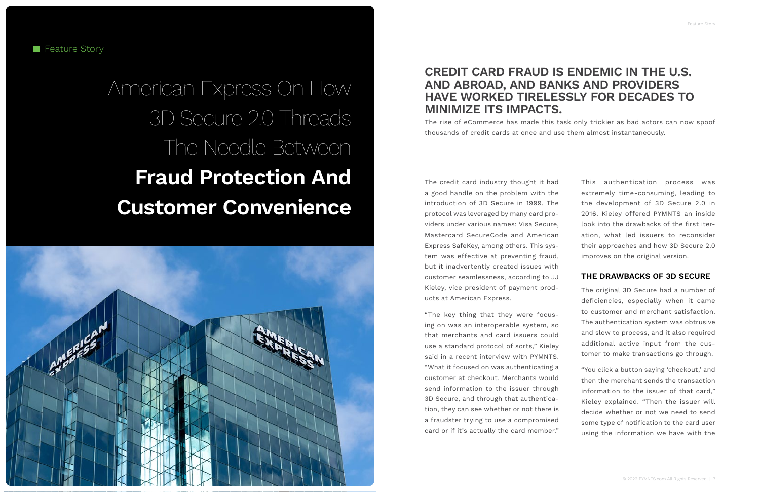Feature Story

# American Express On How 3D Secure 2.0 Threads The Needle Between **Fraud Protection And Customer Convenience**

## CREDIT CARD FRAUD IS ENDEMIC IN THE U.S. AND ABROAD, AND BANKS AND PROVIDERS HAVE WORKED TIRELESSLY FOR DECADES TO MINIMIZE ITS IMPACTS.

The rise of eCommerce has made this task only trickier as bad actors can now spoof thousands of credit cards at once and use them almost instantaneously.

The credit card industry thought it had a good handle on the problem with the introduction of 3D Secure in 1999. The protocol was leveraged by many card providers under various names: Visa Secure, Mastercard SecureCode and American Express SafeKey, among others. This system was effective at preventing fraud, but it inadvertently created issues with customer seamlessness, according to JJ Kieley, vice president of payment products at American Express.

"The key thing that they were focusing on was an interoperable system, so that merchants and card issuers could use a standard protocol of sorts," Kieley said in a recent interview with PYMNTS. "What it focused on was authenticating a customer at checkout. Merchants would send information to the issuer through 3D Secure, and through that authentication, they can see whether or not there is a fraudster trying to use a compromised card or if it's actually the card member."

This authentication process was extremely time-consuming, leading to the development of 3D Secure 2.0 in 2016. Kieley offered PYMNTS an inside look into the drawbacks of the first iteration, what led issuers to reconsider their approaches and how 3D Secure 2.0 improves on the original version.

### THE DRAWBACKS OF 3D SECURE

The original 3D Secure had a number of deficiencies, especially when it came to customer and merchant satisfaction. The authentication system was obtrusive and slow to process, and it also required additional active input from the customer to make transactions go through.

"You click a button saying 'checkout,' and then the merchant sends the transaction information to the issuer of that card," Kieley explained. "Then the issuer will decide whether or not we need to send some type of notification to the card user using the information we have with the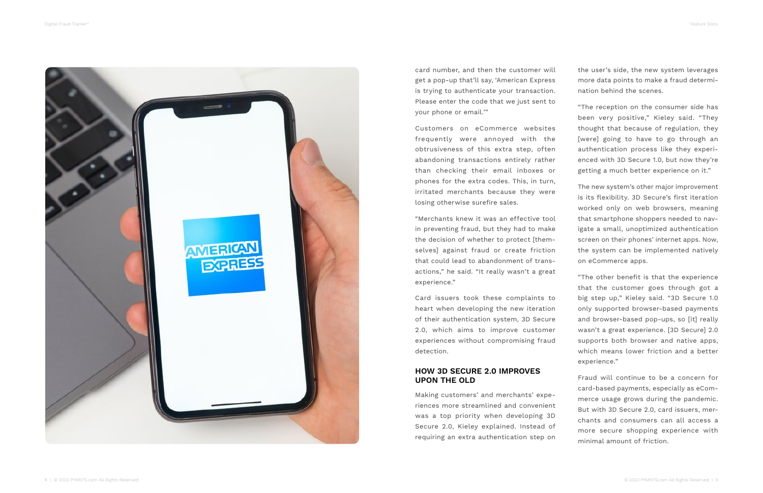card number, and then the customer will get a pop-up that'll say, 'American Express is trying to authenticate your transaction. Please enter the code that we just sent to your phone or email.'"

Customers on eCommerce websites frequently were annoyed with the obtrusiveness of this extra step, often abandoning transactions entirely rather than checking their email inboxes or phones for the extra codes. This, in turn, irritated merchants because they were losing otherwise surefire sales.

"Merchants knew it was an effective tool in preventing fraud, but they had to make the decision of whether to protect [themselves] against fraud or create friction that could lead to abandonment of transactions," he said. "It really wasn't a great experience."

Card issuers took these complaints to heart when developing the new iteration of their authentication system, 3D Secure 2.0, which aims to improve customer experiences without compromising fraud detection.

## HOW 3D SECURE 2.0 IMPROVES UPON THE OLD

Making customers' and merchants' experiences more streamlined and convenient was a top priority when developing 3D Secure 2.0, Kieley explained. Instead of requiring an extra authentication step on the user's side, the new system leverages more data points to make a fraud determination behind the scenes.

"The reception on the consumer side has been very positive," Kieley said. "They thought that because of regulation, they [were] going to have to go through an authentication process like they experienced with 3D Secure 1.0, but now they're getting a much better experience on it."

The new system's other major improvement is its flexibility. 3D Secure's first iteration worked only on web browsers, meaning that smartphone shoppers needed to navigate a small, unoptimized authentication screen on their phones' internet apps. Now, the system can be implemented natively on eCommerce apps.

"The other benefit is that the experience that the customer goes through got a big step up," Kieley said. "3D Secure 1.0 only supported browser-based payments and browser-based pop-ups, so [it] really wasn't a great experience. [3D Secure] 2.0 supports both browser and native apps, which means lower friction and a better experience."

Fraud will continue to be a concern for card-based payments, especially as eCommerce usage grows during the pandemic. But with 3D Secure 2.0, card issuers, merchants and consumers can all access a more secure shopping experience with minimal amount of friction.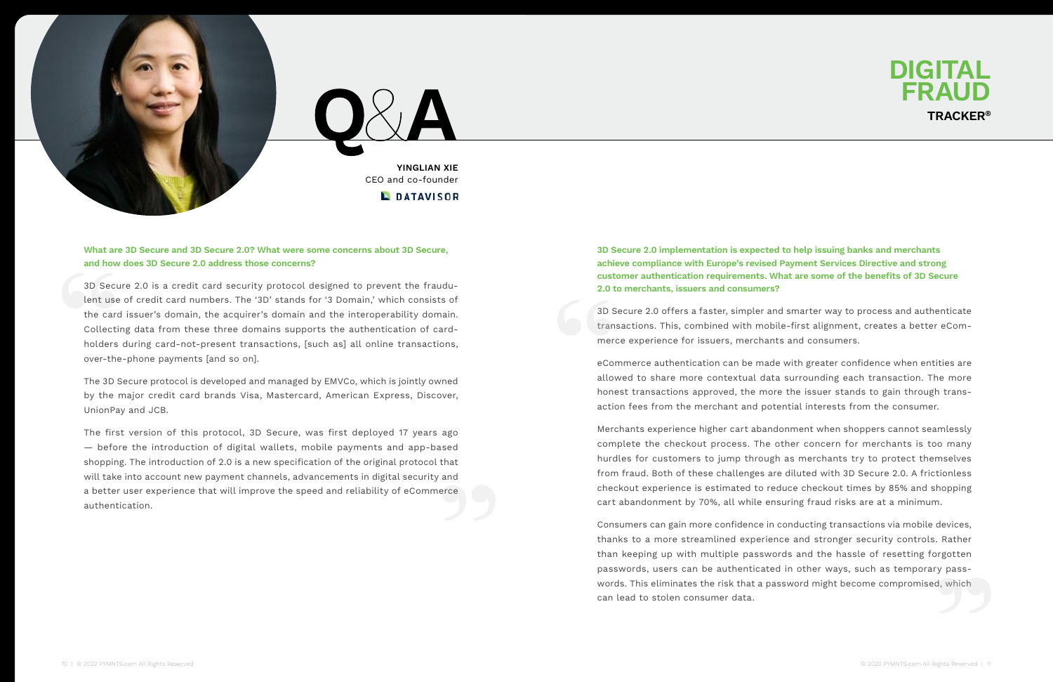# Q&A

**YINGLIAN XIE**
CEO and co-founder
DATAVISOR

**What are 3D Secure and 3D Secure 2.0? What were some concerns about 3D Secure, and how does 3D Secure 2.0 address those concerns?**

3D Secure 2.0 is a credit card security protocol designed to prevent the fraudulent use of credit card numbers. The '3D' stands for '3 Domain,' which consists of the card issuer's domain, the acquirer's domain and the interoperability domain. Collecting data from these three domains supports the authentication of cardholders during card-not-present transactions, [such as] all online transactions, over-the-phone payments [and so on].

The 3D Secure protocol is developed and managed by EMVCo, which is jointly owned by the major credit card brands Visa, Mastercard, American Express, Discover, UnionPay and JCB.

The first version of this protocol, 3D Secure, was first deployed 17 years ago — before the introduction of digital wallets, mobile payments and app-based shopping. The introduction of 2.0 is a new specification of the original protocol that will take into account new payment channels, advancements in digital security and a better user experience that will improve the speed and reliability of eCommerce authentication.

**3D Secure 2.0 implementation is expected to help issuing banks and merchants achieve compliance with Europe's revised Payment Services Directive and strong customer authentication requirements. What are some of the benefits of 3D Secure 2.0 to merchants, issuers and consumers?**

3D Secure 2.0 offers a faster, simpler and smarter way to process and authenticate transactions. This, combined with mobile-first alignment, creates a better eCommerce experience for issuers, merchants and consumers.

eCommerce authentication can be made with greater confidence when entities are allowed to share more contextual data surrounding each transaction. The more honest transactions approved, the more the issuer stands to gain through transaction fees from the merchant and potential interests from the consumer.

Merchants experience higher cart abandonment when shoppers cannot seamlessly complete the checkout process. The other concern for merchants is too many hurdles for customers to jump through as merchants try to protect themselves from fraud. Both of these challenges are diluted with 3D Secure 2.0. A frictionless checkout experience is estimated to reduce checkout times by 85% and shopping cart abandonment by 70%, all while ensuring fraud risks are at a minimum.

Consumers can gain more confidence in conducting transactions via mobile devices, thanks to a more streamlined experience and stronger security controls. Rather than keeping up with multiple passwords and the hassle of resetting forgotten passwords, users can be authenticated in other ways, such as temporary passwords. This eliminates the risk that a password might become compromised, which can lead to stolen consumer data.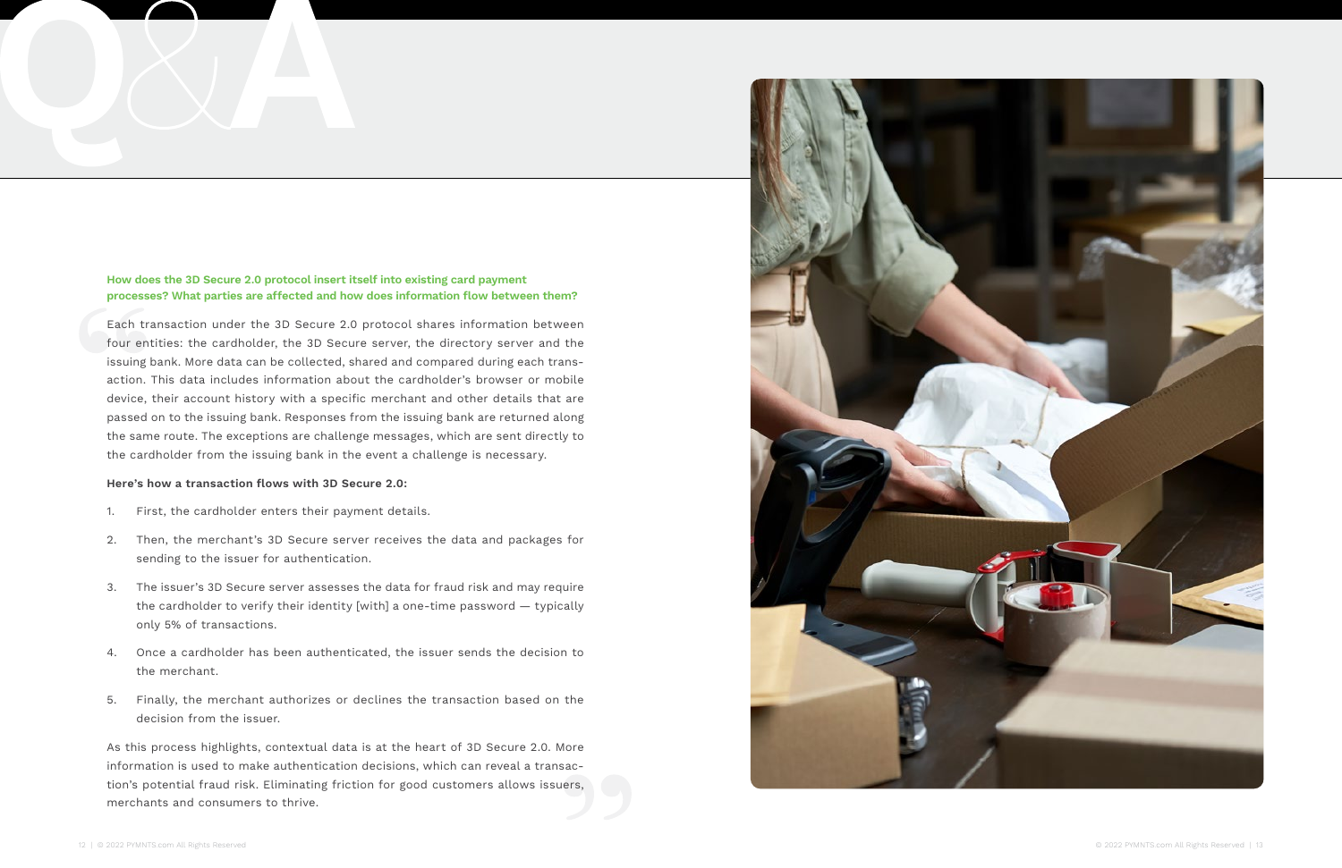# Q&A

**How does the 3D Secure 2.0 protocol insert itself into existing card payment processes? What parties are affected and how does information flow between them?**

Each transaction under the 3D Secure 2.0 protocol shares information between four entities: the cardholder, the 3D Secure server, the directory server and the issuing bank. More data can be collected, shared and compared during each transaction. This data includes information about the cardholder's browser or mobile device, their account history with a specific merchant and other details that are passed on to the issuing bank. Responses from the issuing bank are returned along the same route. The exceptions are challenge messages, which are sent directly to the cardholder from the issuing bank in the event a challenge is necessary.

**Here's how a transaction flows with 3D Secure 2.0:**

1. First, the cardholder enters their payment details.
2. Then, the merchant's 3D Secure server receives the data and packages for sending to the issuer for authentication.
3. The issuer's 3D Secure server assesses the data for fraud risk and may require the cardholder to verify their identity [with] a one-time password — typically only 5% of transactions.
4. Once a cardholder has been authenticated, the issuer sends the decision to the merchant.
5. Finally, the merchant authorizes or declines the transaction based on the decision from the issuer.

As this process highlights, contextual data is at the heart of 3D Secure 2.0. More information is used to make authentication decisions, which can reveal a transaction's potential fraud risk. Eliminating friction for good customers allows issuers, merchants and consumers to thrive.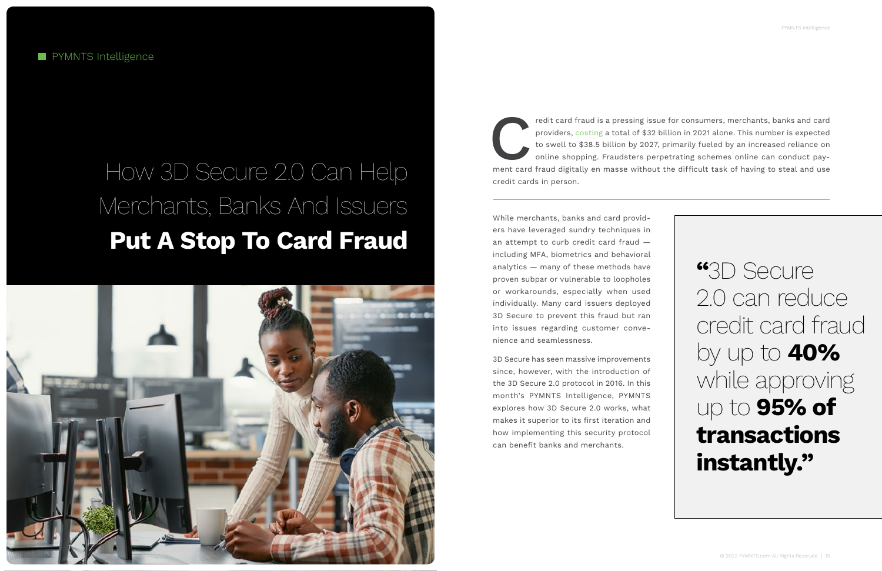PYMNTS Intelligence

# How 3D Secure 2.0 Can Help Merchants, Banks And Issuers **Put A Stop To Card Fraud**

Credit card fraud is a pressing issue for consumers, merchants, banks and card providers, costing a total of $32 billion in 2021 alone. This number is expected to swell to $38.5 billion by 2027, primarily fueled by an increased reliance on online shopping. Fraudsters perpetrating schemes online can conduct payment card fraud digitally en masse without the difficult task of having to steal and use credit cards in person.

While merchants, banks and card providers have leveraged sundry techniques in an attempt to curb credit card fraud — including MFA, biometrics and behavioral analytics — many of these methods have proven subpar or vulnerable to loopholes or workarounds, especially when used individually. Many card issuers deployed 3D Secure to prevent this fraud but ran into issues regarding customer convenience and seamlessness.

3D Secure has seen massive improvements since, however, with the introduction of the 3D Secure 2.0 protocol in 2016. In this month's PYMNTS Intelligence, PYMNTS explores how 3D Secure 2.0 works, what makes it superior to its first iteration and how implementing this security protocol can benefit banks and merchants.

> "3D Secure 2.0 can reduce credit card fraud by up to **40%** while approving up to **95% of transactions instantly.**"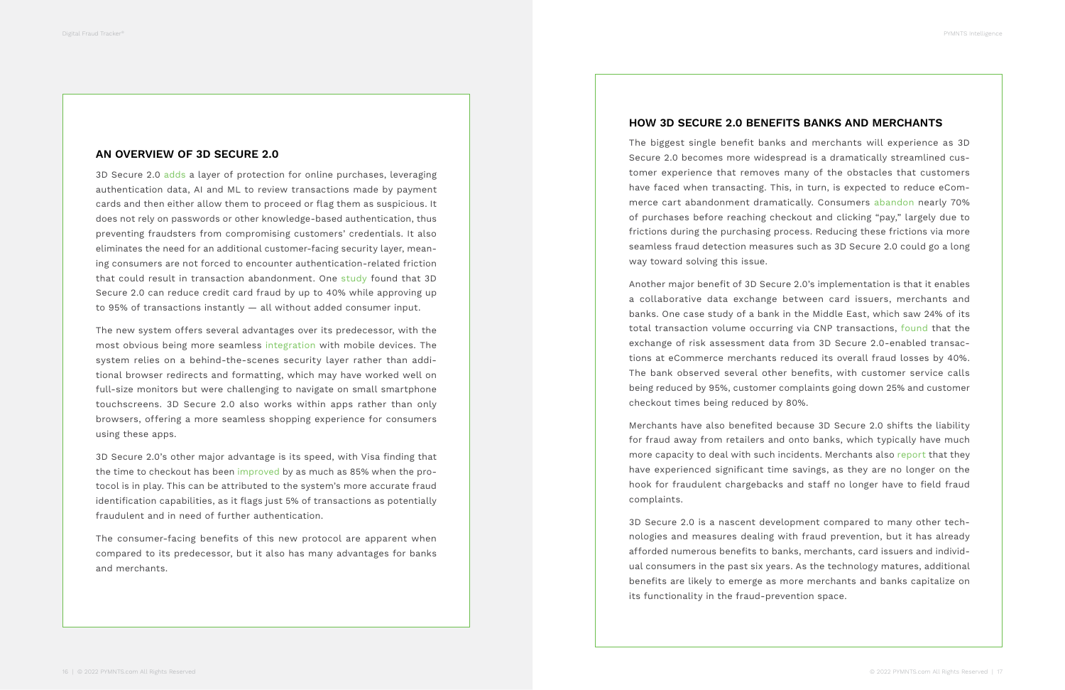## AN OVERVIEW OF 3D SECURE 2.0

3D Secure 2.0 adds a layer of protection for online purchases, leveraging authentication data, AI and ML to review transactions made by payment cards and then either allow them to proceed or flag them as suspicious. It does not rely on passwords or other knowledge-based authentication, thus preventing fraudsters from compromising customers' credentials. It also eliminates the need for an additional customer-facing security layer, meaning consumers are not forced to encounter authentication-related friction that could result in transaction abandonment. One study found that 3D Secure 2.0 can reduce credit card fraud by up to 40% while approving up to 95% of transactions instantly — all without added consumer input.

The new system offers several advantages over its predecessor, with the most obvious being more seamless integration with mobile devices. The system relies on a behind-the-scenes security layer rather than additional browser redirects and formatting, which may have worked well on full-size monitors but were challenging to navigate on small smartphone touchscreens. 3D Secure 2.0 also works within apps rather than only browsers, offering a more seamless shopping experience for consumers using these apps.

3D Secure 2.0's other major advantage is its speed, with Visa finding that the time to checkout has been improved by as much as 85% when the protocol is in play. This can be attributed to the system's more accurate fraud identification capabilities, as it flags just 5% of transactions as potentially fraudulent and in need of further authentication.

The consumer-facing benefits of this new protocol are apparent when compared to its predecessor, but it also has many advantages for banks and merchants.

## HOW 3D SECURE 2.0 BENEFITS BANKS AND MERCHANTS

The biggest single benefit banks and merchants will experience as 3D Secure 2.0 becomes more widespread is a dramatically streamlined customer experience that removes many of the obstacles that customers have faced when transacting. This, in turn, is expected to reduce eCommerce cart abandonment dramatically. Consumers abandon nearly 70% of purchases before reaching checkout and clicking "pay," largely due to frictions during the purchasing process. Reducing these frictions via more seamless fraud detection measures such as 3D Secure 2.0 could go a long way toward solving this issue.

Another major benefit of 3D Secure 2.0's implementation is that it enables a collaborative data exchange between card issuers, merchants and banks. One case study of a bank in the Middle East, which saw 24% of its total transaction volume occurring via CNP transactions, found that the exchange of risk assessment data from 3D Secure 2.0-enabled transactions at eCommerce merchants reduced its overall fraud losses by 40%. The bank observed several other benefits, with customer service calls being reduced by 95%, customer complaints going down 25% and customer checkout times being reduced by 80%.

Merchants have also benefited because 3D Secure 2.0 shifts the liability for fraud away from retailers and onto banks, which typically have much more capacity to deal with such incidents. Merchants also report that they have experienced significant time savings, as they are no longer on the hook for fraudulent chargebacks and staff no longer have to field fraud complaints.

3D Secure 2.0 is a nascent development compared to many other technologies and measures dealing with fraud prevention, but it has already afforded numerous benefits to banks, merchants, card issuers and individual consumers in the past six years. As the technology matures, additional benefits are likely to emerge as more merchants and banks capitalize on its functionality in the fraud-prevention space.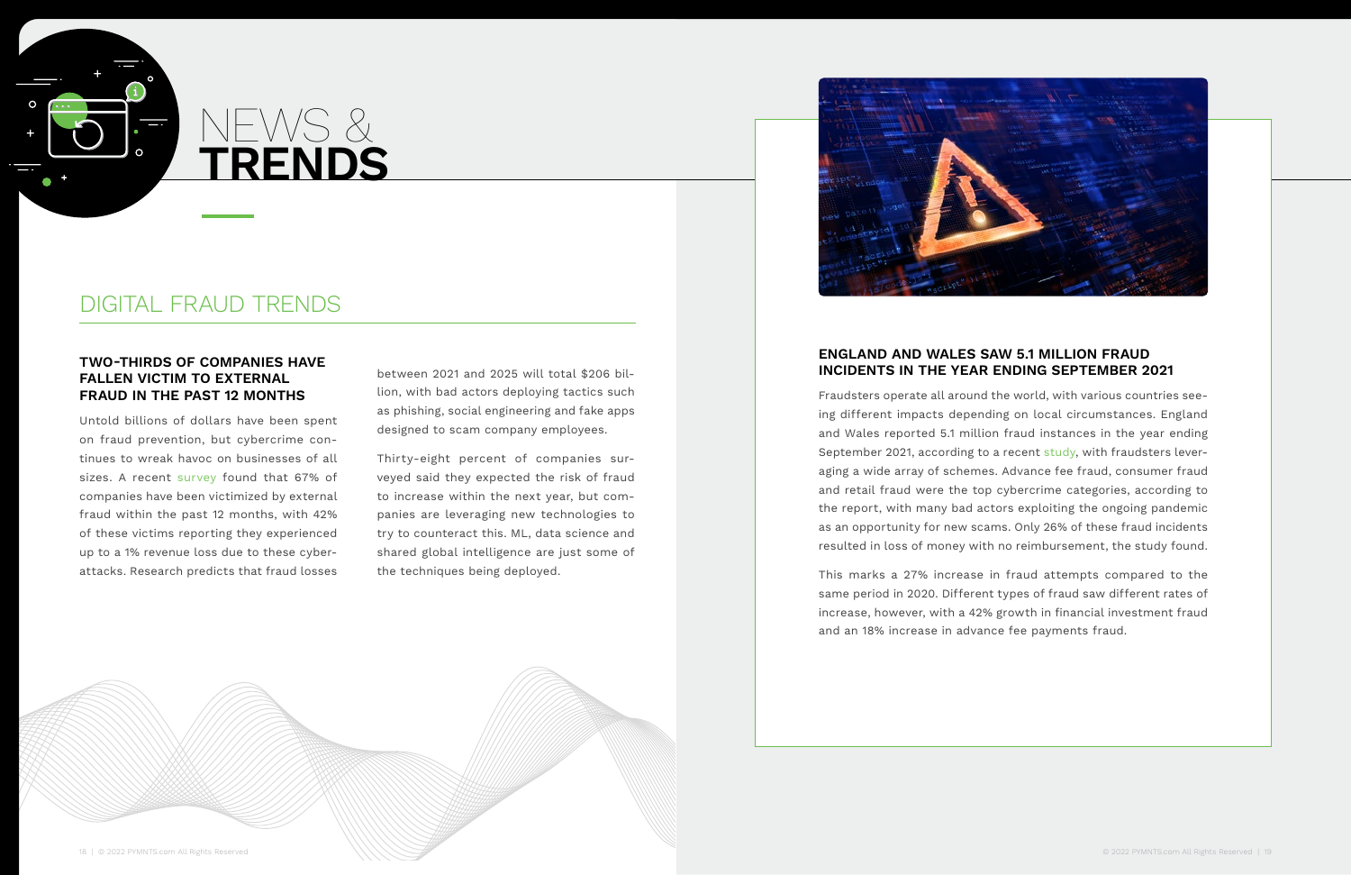# NEWS & TRENDS

## DIGITAL FRAUD TRENDS

### TWO-THIRDS OF COMPANIES HAVE FALLEN VICTIM TO EXTERNAL FRAUD IN THE PAST 12 MONTHS

Untold billions of dollars have been spent on fraud prevention, but cybercrime continues to wreak havoc on businesses of all sizes. A recent survey found that 67% of companies have been victimized by external fraud within the past 12 months, with 42% of these victims reporting they experienced up to a 1% revenue loss due to these cyberattacks. Research predicts that fraud losses between 2021 and 2025 will total $206 billion, with bad actors deploying tactics such as phishing, social engineering and fake apps designed to scam company employees.

Thirty-eight percent of companies surveyed said they expected the risk of fraud to increase within the next year, but companies are leveraging new technologies to try to counteract this. ML, data science and shared global intelligence are just some of the techniques being deployed.

### ENGLAND AND WALES SAW 5.1 MILLION FRAUD INCIDENTS IN THE YEAR ENDING SEPTEMBER 2021

Fraudsters operate all around the world, with various countries seeing different impacts depending on local circumstances. England and Wales reported 5.1 million fraud instances in the year ending September 2021, according to a recent study, with fraudsters leveraging a wide array of schemes. Advance fee fraud, consumer fraud and retail fraud were the top cybercrime categories, according to the report, with many bad actors exploiting the ongoing pandemic as an opportunity for new scams. Only 26% of these fraud incidents resulted in loss of money with no reimbursement, the study found.

This marks a 27% increase in fraud attempts compared to the same period in 2020. Different types of fraud saw different rates of increase, however, with a 42% growth in financial investment fraud and an 18% increase in advance fee payments fraud.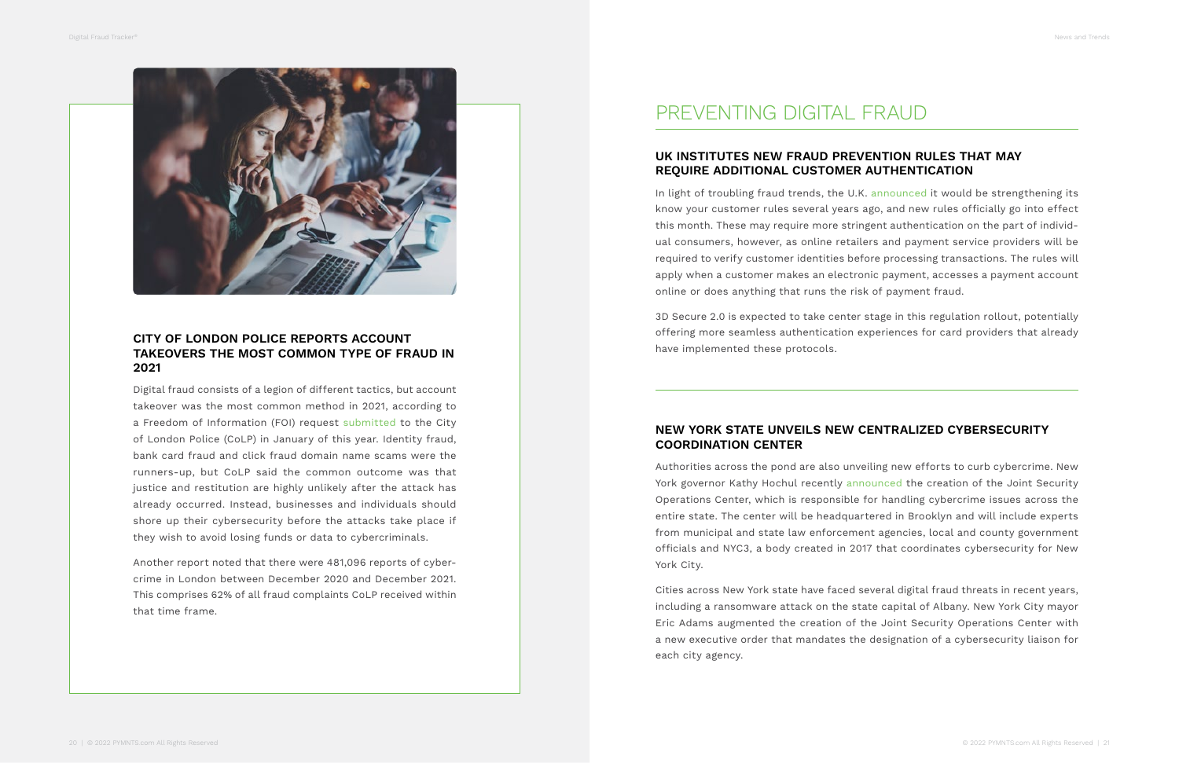## CITY OF LONDON POLICE REPORTS ACCOUNT TAKEOVERS THE MOST COMMON TYPE OF FRAUD IN 2021

Digital fraud consists of a legion of different tactics, but account takeover was the most common method in 2021, according to a Freedom of Information (FOI) request submitted to the City of London Police (CoLP) in January of this year. Identity fraud, bank card fraud and click fraud domain name scams were the runners-up, but CoLP said the common outcome was that justice and restitution are highly unlikely after the attack has already occurred. Instead, businesses and individuals should shore up their cybersecurity before the attacks take place if they wish to avoid losing funds or data to cybercriminals.

Another report noted that there were 481,096 reports of cybercrime in London between December 2020 and December 2021. This comprises 62% of all fraud complaints CoLP received within that time frame.

# PREVENTING DIGITAL FRAUD

## UK INSTITUTES NEW FRAUD PREVENTION RULES THAT MAY REQUIRE ADDITIONAL CUSTOMER AUTHENTICATION

In light of troubling fraud trends, the U.K. announced it would be strengthening its know your customer rules several years ago, and new rules officially go into effect this month. These may require more stringent authentication on the part of individual consumers, however, as online retailers and payment service providers will be required to verify customer identities before processing transactions. The rules will apply when a customer makes an electronic payment, accesses a payment account online or does anything that runs the risk of payment fraud.

3D Secure 2.0 is expected to take center stage in this regulation rollout, potentially offering more seamless authentication experiences for card providers that already have implemented these protocols.

## NEW YORK STATE UNVEILS NEW CENTRALIZED CYBERSECURITY COORDINATION CENTER

Authorities across the pond are also unveiling new efforts to curb cybercrime. New York governor Kathy Hochul recently announced the creation of the Joint Security Operations Center, which is responsible for handling cybercrime issues across the entire state. The center will be headquartered in Brooklyn and will include experts from municipal and state law enforcement agencies, local and county government officials and NYC3, a body created in 2017 that coordinates cybersecurity for New York City.

Cities across New York state have faced several digital fraud threats in recent years, including a ransomware attack on the state capital of Albany. New York City mayor Eric Adams augmented the creation of the Joint Security Operations Center with a new executive order that mandates the designation of a cybersecurity liaison for each city agency.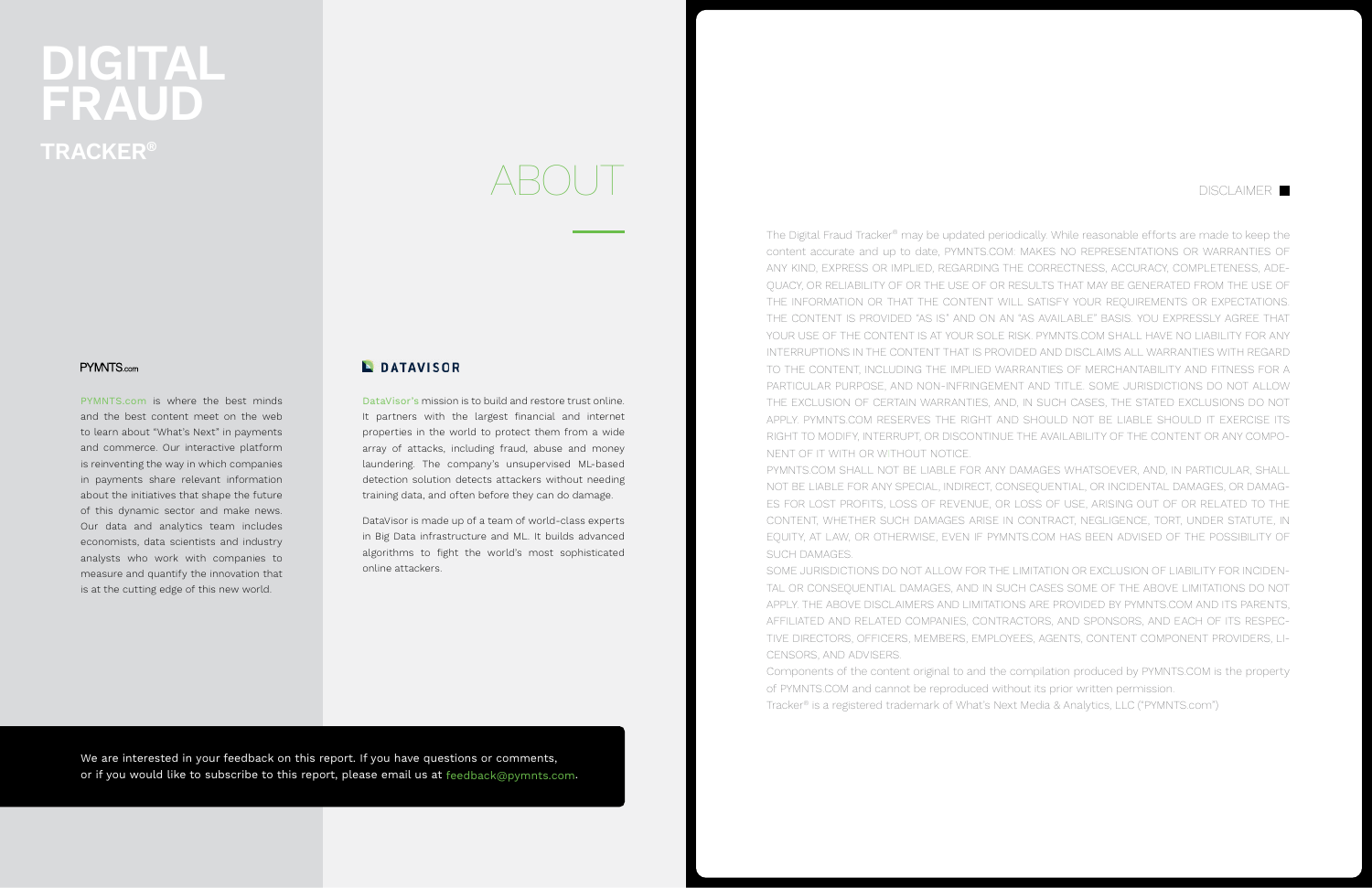# DIGITAL FRAUD

## TRACKER®

# ABOUT

PYMNTS.com

PYMNTS.com is where the best minds and the best content meet on the web to learn about "What's Next" in payments and commerce. Our interactive platform is reinventing the way in which companies in payments share relevant information about the initiatives that shape the future of this dynamic sector and make news. Our data and analytics team includes economists, data scientists and industry analysts who work with companies to measure and quantify the innovation that is at the cutting edge of this new world.

DATAVISOR

DataVisor's mission is to build and restore trust online. It partners with the largest financial and internet properties in the world to protect them from a wide array of attacks, including fraud, abuse and money laundering. The company's unsupervised ML-based detection solution detects attackers without needing training data, and often before they can do damage.

DataVisor is made up of a team of world-class experts in Big Data infrastructure and ML. It builds advanced algorithms to fight the world's most sophisticated online attackers.

We are interested in your feedback on this report. If you have questions or comments, or if you would like to subscribe to this report, please email us at feedback@pymnts.com.

## DISCLAIMER

The Digital Fraud Tracker® may be updated periodically. While reasonable efforts are made to keep the content accurate and up to date, PYMNTS.COM: MAKES NO REPRESENTATIONS OR WARRANTIES OF ANY KIND, EXPRESS OR IMPLIED, REGARDING THE CORRECTNESS, ACCURACY, COMPLETENESS, ADEQUACY, OR RELIABILITY OF OR THE USE OF OR RESULTS THAT MAY BE GENERATED FROM THE USE OF THE INFORMATION OR THAT THE CONTENT WILL SATISFY YOUR REQUIREMENTS OR EXPECTATIONS. THE CONTENT IS PROVIDED "AS IS" AND ON AN "AS AVAILABLE" BASIS. YOU EXPRESSLY AGREE THAT YOUR USE OF THE CONTENT IS AT YOUR SOLE RISK. PYMNTS.COM SHALL HAVE NO LIABILITY FOR ANY INTERRUPTIONS IN THE CONTENT THAT IS PROVIDED AND DISCLAIMS ALL WARRANTIES WITH REGARD TO THE CONTENT, INCLUDING THE IMPLIED WARRANTIES OF MERCHANTABILITY AND FITNESS FOR A PARTICULAR PURPOSE, AND NON-INFRINGEMENT AND TITLE. SOME JURISDICTIONS DO NOT ALLOW THE EXCLUSION OF CERTAIN WARRANTIES, AND, IN SUCH CASES, THE STATED EXCLUSIONS DO NOT APPLY. PYMNTS.COM RESERVES THE RIGHT AND SHOULD NOT BE LIABLE SHOULD IT EXERCISE ITS RIGHT TO MODIFY, INTERRUPT, OR DISCONTINUE THE AVAILABILITY OF THE CONTENT OR ANY COMPONENT OF IT WITH OR WITHOUT NOTICE.

PYMNTS.COM SHALL NOT BE LIABLE FOR ANY DAMAGES WHATSOEVER, AND, IN PARTICULAR, SHALL NOT BE LIABLE FOR ANY SPECIAL, INDIRECT, CONSEQUENTIAL, OR INCIDENTAL DAMAGES, OR DAMAGES FOR LOST PROFITS, LOSS OF REVENUE, OR LOSS OF USE, ARISING OUT OF OR RELATED TO THE CONTENT, WHETHER SUCH DAMAGES ARISE IN CONTRACT, NEGLIGENCE, TORT, UNDER STATUTE, IN EQUITY, AT LAW, OR OTHERWISE, EVEN IF PYMNTS.COM HAS BEEN ADVISED OF THE POSSIBILITY OF SUCH DAMAGES.

SOME JURISDICTIONS DO NOT ALLOW FOR THE LIMITATION OR EXCLUSION OF LIABILITY FOR INCIDENTAL OR CONSEQUENTIAL DAMAGES, AND IN SUCH CASES SOME OF THE ABOVE LIMITATIONS DO NOT APPLY. THE ABOVE DISCLAIMERS AND LIMITATIONS ARE PROVIDED BY PYMNTS.COM AND ITS PARENTS, AFFILIATED AND RELATED COMPANIES, CONTRACTORS, AND SPONSORS, AND EACH OF ITS RESPECTIVE DIRECTORS, OFFICERS, MEMBERS, EMPLOYEES, AGENTS, CONTENT COMPONENT PROVIDERS, LICENSORS, AND ADVISERS.

Components of the content original to and the compilation produced by PYMNTS.COM is the property of PYMNTS.COM and cannot be reproduced without its prior written permission.

Tracker® is a registered trademark of What's Next Media & Analytics, LLC ("PYMNTS.com")